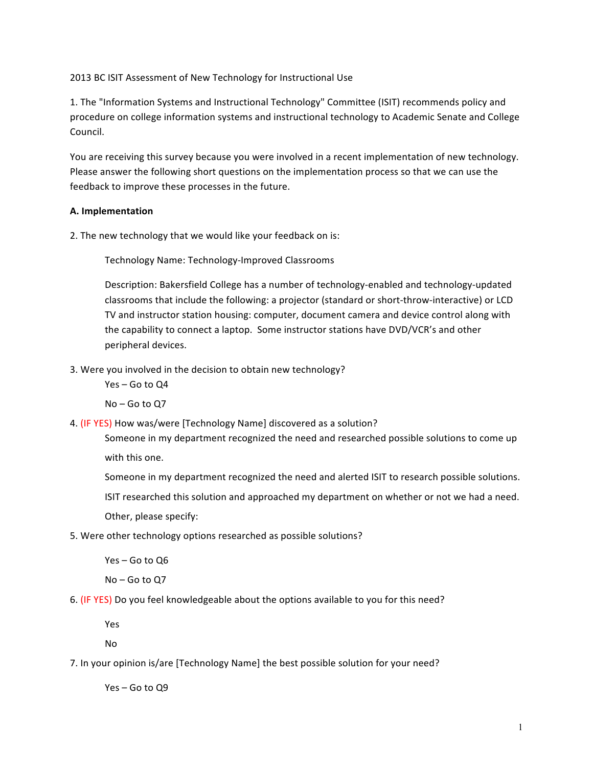2013 BC ISIT Assessment of New Technology for Instructional Use

1. The "Information Systems and Instructional Technology" Committee (ISIT) recommends policy and procedure on college information systems and instructional technology to Academic Senate and College Council.

You are receiving this survey because you were involved in a recent implementation of new technology. Please answer the following short questions on the implementation process so that we can use the feedback to improve these processes in the future.

**A. Implementation**

2. The new technology that we would like your feedback on is:

   Technology Name: Technology-Improved Classrooms

   Description: Bakersfield College has a number of technology-enabled and technology-updated classrooms that include the following: a projector (standard or short-throw-interactive) or LCD TV and instructor station housing: computer, document camera and device control along with the capability to connect a laptop. Some instructor stations have DVD/VCR's and other peripheral devices.

3. Were you involved in the decision to obtain new technology?

   Yes – Go to Q4

   No – Go to Q7

4. (IF YES) How was/were [Technology Name] discovered as a solution?

   Someone in my department recognized the need and researched possible solutions to come up with this one.

   Someone in my department recognized the need and alerted ISIT to research possible solutions.

   ISIT researched this solution and approached my department on whether or not we had a need.

   Other, please specify:

5. Were other technology options researched as possible solutions?

   Yes – Go to Q6

   No – Go to Q7

6. (IF YES) Do you feel knowledgeable about the options available to you for this need?

   Yes

   No

7. In your opinion is/are [Technology Name] the best possible solution for your need?

   Yes – Go to Q9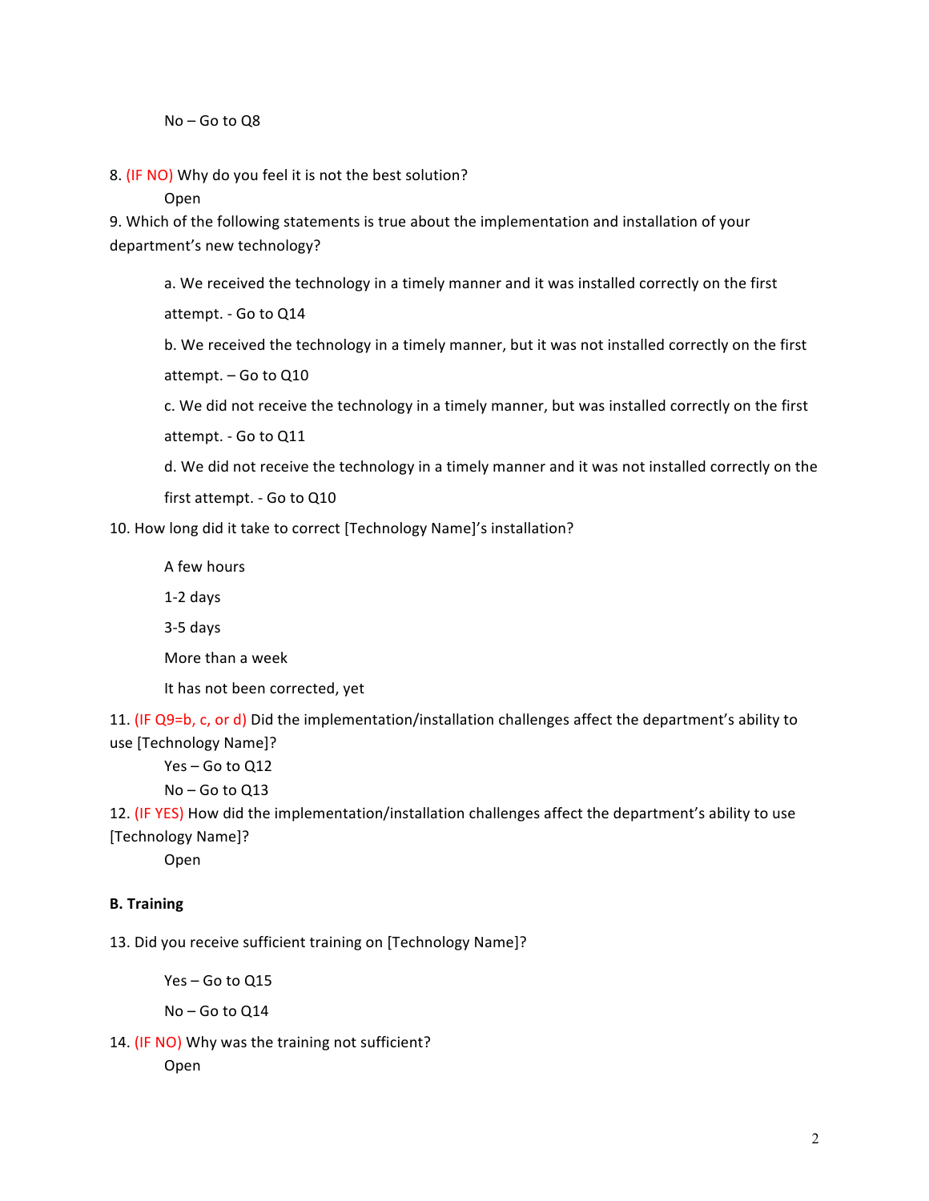No – Go to Q8

8. (IF NO) Why do you feel it is not the best solution?

Open

9. Which of the following statements is true about the implementation and installation of your department's new technology?

a. We received the technology in a timely manner and it was installed correctly on the first attempt. - Go to Q14

b. We received the technology in a timely manner, but it was not installed correctly on the first attempt. – Go to Q10

c. We did not receive the technology in a timely manner, but was installed correctly on the first attempt. - Go to Q11

d. We did not receive the technology in a timely manner and it was not installed correctly on the first attempt. - Go to Q10

10. How long did it take to correct [Technology Name]'s installation?

A few hours

1-2 days

3-5 days

More than a week

It has not been corrected, yet

11. (IF Q9=b, c, or d) Did the implementation/installation challenges affect the department's ability to use [Technology Name]?

Yes – Go to Q12

No – Go to Q13

12. (IF YES) How did the implementation/installation challenges affect the department's ability to use [Technology Name]?

Open

**B. Training**

13. Did you receive sufficient training on [Technology Name]?

Yes – Go to Q15

No – Go to Q14

14. (IF NO) Why was the training not sufficient?

Open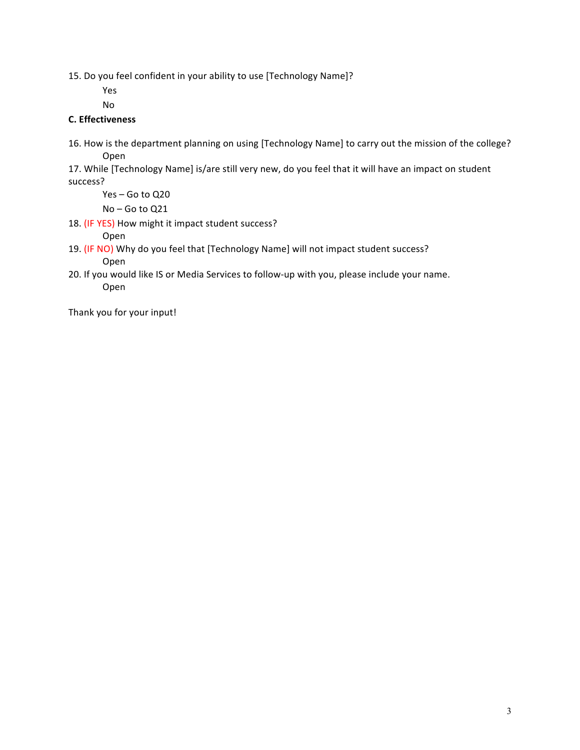15. Do you feel confident in your ability to use [Technology Name]?

    Yes

    No

**C. Effectiveness**

16. How is the department planning on using [Technology Name] to carry out the mission of the college?

    Open

17. While [Technology Name] is/are still very new, do you feel that it will have an impact on student success?

    Yes – Go to Q20

    No – Go to Q21

18. (IF YES) How might it impact student success?

    Open

19. (IF NO) Why do you feel that [Technology Name] will not impact student success?

    Open

20. If you would like IS or Media Services to follow-up with you, please include your name.

    Open

Thank you for your input!